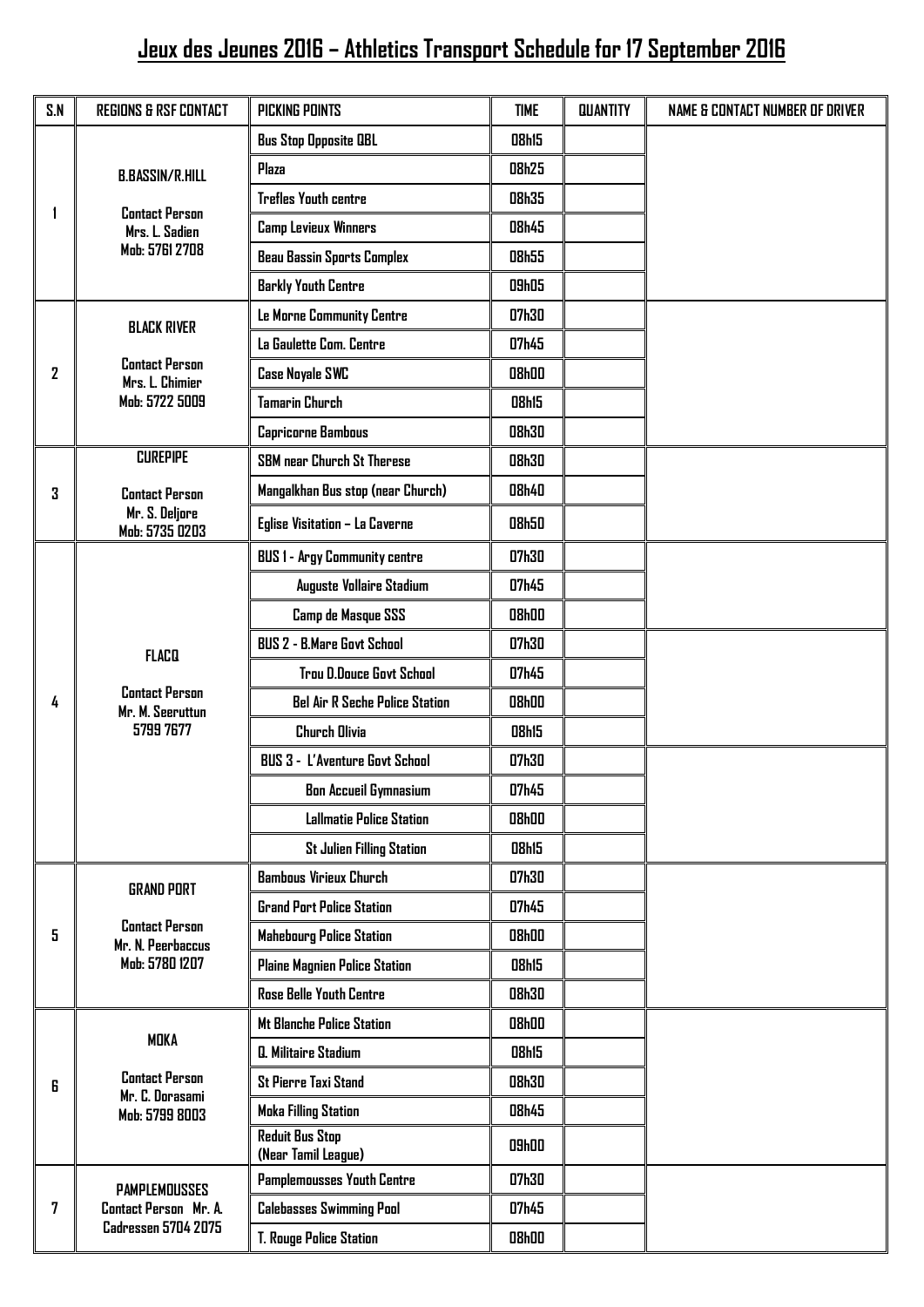# Jeux des Jeunes 2016 – Athletics Transport Schedule for 17 September 2016

| S.N | REGIONS & RSF CONTACT | PICKING POINTS | TIME | QUANTITY | NAME & CONTACT NUMBER OF DRIVER |
|---|---|---|---|---|---|
| 1 | B.BASSIN/R.HILL<br>Contact Person<br>Mrs. L. Sadien<br>Mob: 5761 2708 | Bus Stop Opposite QBL | 08h15 | | |
| | | Plaza | 08h25 | | |
| | | Trefles Youth centre | 08h35 | | |
| | | Camp Levieux Winners | 08h45 | | |
| | | Beau Bassin Sports Complex | 08h55 | | |
| | | Barkly Youth Centre | 09h05 | | |
| 2 | BLACK RIVER<br>Contact Person<br>Mrs. L. Chimier<br>Mob: 5722 5009 | Le Morne Community Centre | 07h30 | | |
| | | La Gaulette Com. Centre | 07h45 | | |
| | | Case Noyale SWC | 08h00 | | |
| | | Tamarin Church | 08h15 | | |
| | | Capricorne Bambous | 08h30 | | |
| 3 | CUREPIPE<br>Contact Person<br>Mr. S. Deljore<br>Mob: 5735 0203 | SBM near Church St Therese | 08h30 | | |
| | | Mangalkhan Bus stop (near Church) | 08h40 | | |
| | | Eglise Visitation – La Caverne | 08h50 | | |
| 4 | FLACQ<br>Contact Person<br>Mr. M. Seeruttun<br>5799 7677 | BUS 1 - Argy Community centre | 07h30 | | |
| | | Auguste Vollaire Stadium | 07h45 | | |
| | | Camp de Masque SSS | 08h00 | | |
| | | BUS 2 - B.Mare Govt School | 07h30 | | |
| | | Trou D.Douce Govt School | 07h45 | | |
| | | Bel Air R Seche Police Station | 08h00 | | |
| | | Church Olivia | 08h15 | | |
| | | BUS 3 - L'Aventure Govt School | 07h30 | | |
| | | Bon Accueil Gymnasium | 07h45 | | |
| | | Lallmatie Police Station | 08h00 | | |
| | | St Julien Filling Station | 08h15 | | |
| 5 | GRAND PORT<br>Contact Person<br>Mr. N. Peerbaccus<br>Mob: 5780 1207 | Bambous Virieux Church | 07h30 | | |
| | | Grand Port Police Station | 07h45 | | |
| | | Mahebourg Police Station | 08h00 | | |
| | | Plaine Magnien Police Station | 08h15 | | |
| | | Rose Belle Youth Centre | 08h30 | | |
| 6 | MOKA<br>Contact Person<br>Mr. C. Dorasami<br>Mob: 5799 8003 | Mt Blanche Police Station | 08h00 | | |
| | | Q. Militaire Stadium | 08h15 | | |
| | | St Pierre Taxi Stand | 08h30 | | |
| | | Moka Filling Station | 08h45 | | |
| | | Reduit Bus Stop (Near Tamil League) | 09h00 | | |
| 7 | PAMPLEMOUSSES<br>Contact Person Mr. A. Cadressen 5704 2075 | Pamplemousses Youth Centre | 07h30 | | |
| | | Calebasses Swimming Pool | 07h45 | | |
| | | T. Rouge Police Station | 08h00 | | |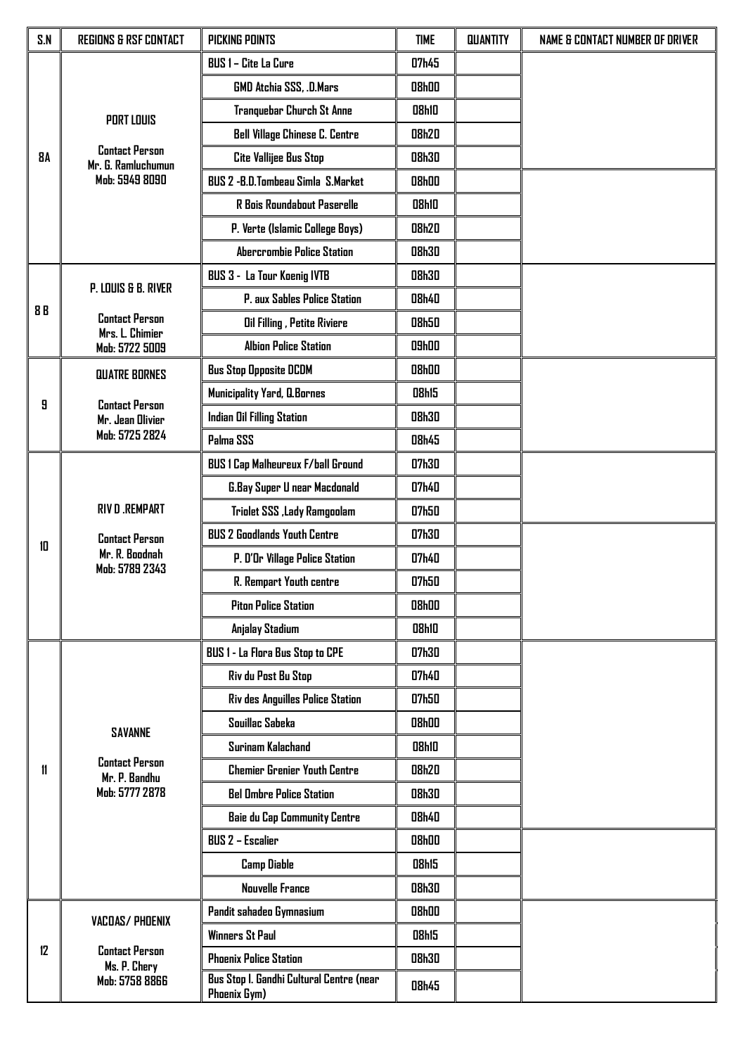| S.N | REGIONS & RSF CONTACT | PICKING POINTS | TIME | QUANTITY | NAME & CONTACT NUMBER OF DRIVER |
|---|---|---|---|---|---|
| 8A | PORT LOUIS<br><br>Contact Person<br>Mr. G. Ramluchumun<br>Mob: 5949 8090 | BUS 1 – Cite La Cure | 07h45 | | |
| | | GMD Atchia SSS, .D.Mars | 08h00 | | |
| | | Tranquebar Church St Anne | 08h10 | | |
| | | Bell Village Chinese C. Centre | 08h20 | | |
| | | Cite Vallijee Bus Stop | 08h30 | | |
| | | BUS 2 -B.D.Tombeau Simla S.Market | 08h00 | | |
| | | R Bois Roundabout Paserelle | 08h10 | | |
| | | P. Verte (Islamic College Boys) | 08h20 | | |
| | | Abercrombie Police Station | 08h30 | | |
| 8 B | P. LOUIS & B. RIVER<br><br>Contact Person<br>Mrs. L. Chimier<br>Mob: 5722 5009 | BUS 3 - La Tour Koenig IVTB | 08h30 | | |
| | | P. aux Sables Police Station | 08h40 | | |
| | | Oil Filling , Petite Riviere | 08h50 | | |
| | | Albion Police Station | 09h00 | | |
| 9 | QUATRE BORNES<br><br>Contact Person<br>Mr. Jean Olivier<br>Mob: 5725 2824 | Bus Stop Opposite DCDM | 08h00 | | |
| | | Municipality Yard, Q.Bornes | 08h15 | | |
| | | Indian Oil Filling Station | 08h30 | | |
| | | Palma SSS | 08h45 | | |
| 10 | RIV D .REMPART<br><br>Contact Person<br>Mr. R. Boodnah<br>Mob: 5789 2343 | BUS 1 Cap Malheureux F/ball Ground | 07h30 | | |
| | | G.Bay Super U near Macdonald | 07h40 | | |
| | | Triolet SSS ,Lady Ramgoolam | 07h50 | | |
| | | BUS 2 Goodlands Youth Centre | 07h30 | | |
| | | P. D'Or Village Police Station | 07h40 | | |
| | | R. Rempart Youth centre | 07h50 | | |
| | | Piton Police Station | 08h00 | | |
| | | Anjalay Stadium | 08h10 | | |
| 11 | SAVANNE<br><br>Contact Person<br>Mr. P. Bandhu<br>Mob: 5777 2878 | BUS 1 - La Flora Bus Stop to CPE | 07h30 | | |
| | | Riv du Post Bu Stop | 07h40 | | |
| | | Riv des Anguilles Police Station | 07h50 | | |
| | | Souillac Sabeka | 08h00 | | |
| | | Surinam Kalachand | 08h10 | | |
| | | Chemier Grenier Youth Centre | 08h20 | | |
| | | Bel Ombre Police Station | 08h30 | | |
| | | Baie du Cap Community Centre | 08h40 | | |
| | | BUS 2 – Escalier | 08h00 | | |
| | | Camp Diable | 08h15 | | |
| | | Nouvelle France | 08h30 | | |
| 12 | VACOAS/ PHOENIX<br><br>Contact Person<br>Ms. P. Chery<br>Mob: 5758 8866 | Pandit sahadeo Gymnasium | 08h00 | | |
| | | Winners St Paul | 08h15 | | |
| | | Phoenix Police Station | 08h30 | | |
| | | Bus Stop I. Gandhi Cultural Centre (near Phoenix Gym) | 08h45 | | |